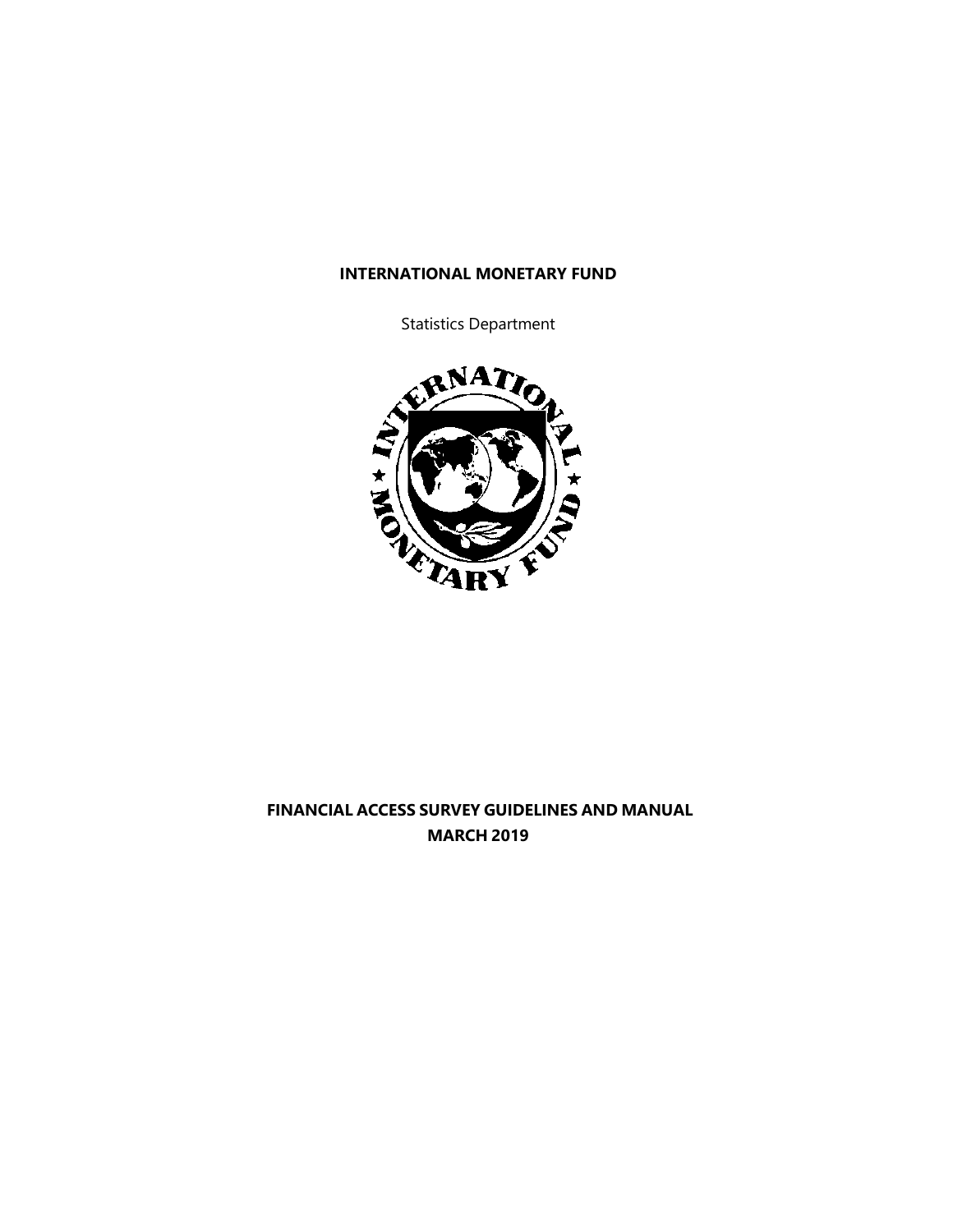**INTERNATIONAL MONETARY FUND**

Statistics Department

**FINANCIAL ACCESS SURVEY GUIDELINES AND MANUAL**
**MARCH 2019**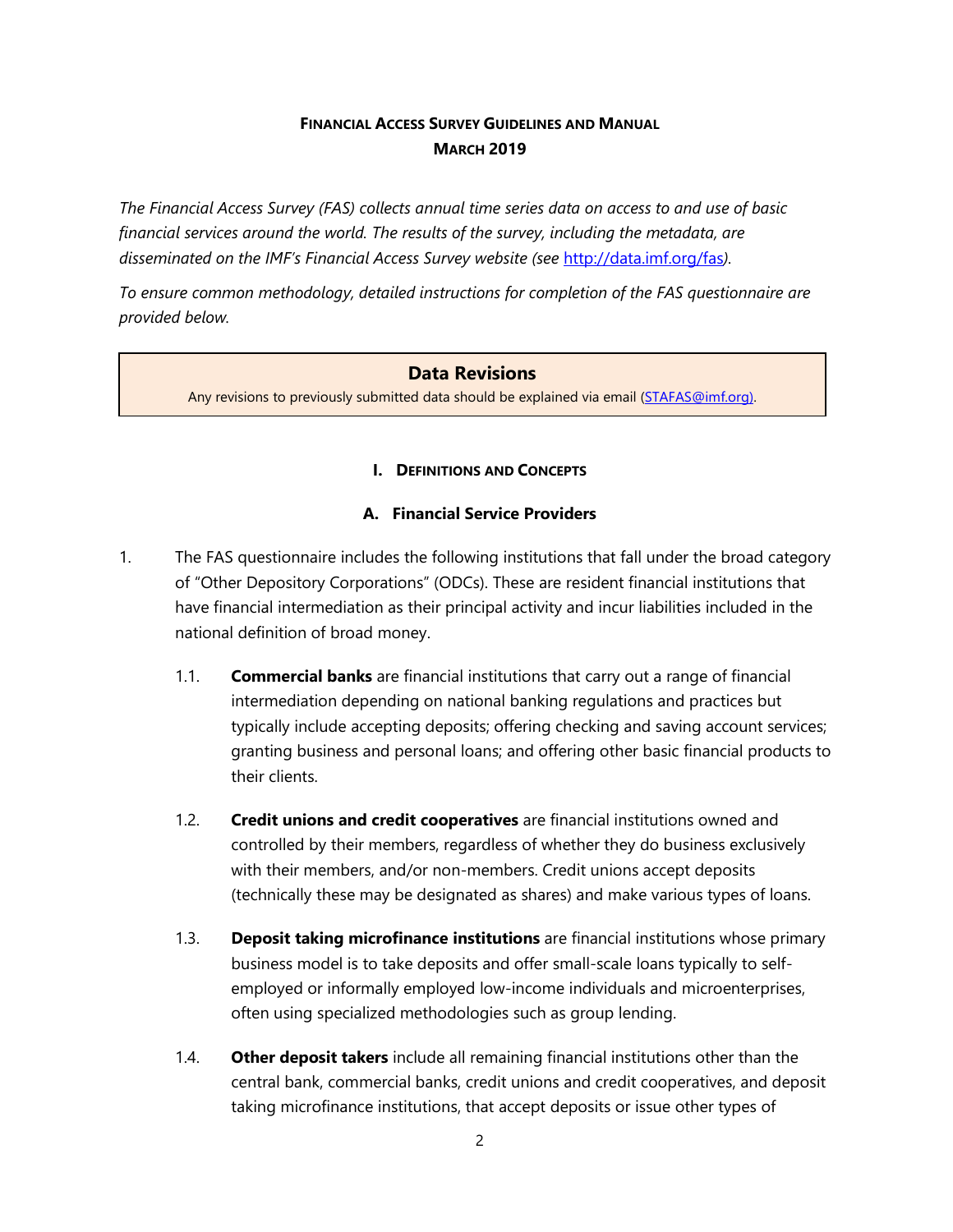# FINANCIAL ACCESS SURVEY GUIDELINES AND MANUAL
## MARCH 2019

*The Financial Access Survey (FAS) collects annual time series data on access to and use of basic financial services around the world. The results of the survey, including the metadata, are disseminated on the IMF's Financial Access Survey website (see [http://data.imf.org/fas](http://data.imf.org/fas)).*

*To ensure common methodology, detailed instructions for completion of the FAS questionnaire are provided below.*

> **Data Revisions**
>
> Any revisions to previously submitted data should be explained via email ([STAFAS@imf.org](mailto:STAFAS@imf.org)).

## I. DEFINITIONS AND CONCEPTS

### A. Financial Service Providers

1. The FAS questionnaire includes the following institutions that fall under the broad category of "Other Depository Corporations" (ODCs). These are resident financial institutions that have financial intermediation as their principal activity and incur liabilities included in the national definition of broad money.

   1.1. **Commercial banks** are financial institutions that carry out a range of financial intermediation depending on national banking regulations and practices but typically include accepting deposits; offering checking and saving account services; granting business and personal loans; and offering other basic financial products to their clients.

   1.2. **Credit unions and credit cooperatives** are financial institutions owned and controlled by their members, regardless of whether they do business exclusively with their members, and/or non-members. Credit unions accept deposits (technically these may be designated as shares) and make various types of loans.

   1.3. **Deposit taking microfinance institutions** are financial institutions whose primary business model is to take deposits and offer small-scale loans typically to self-employed or informally employed low-income individuals and microenterprises, often using specialized methodologies such as group lending.

   1.4. **Other deposit takers** include all remaining financial institutions other than the central bank, commercial banks, credit unions and credit cooperatives, and deposit taking microfinance institutions, that accept deposits or issue other types of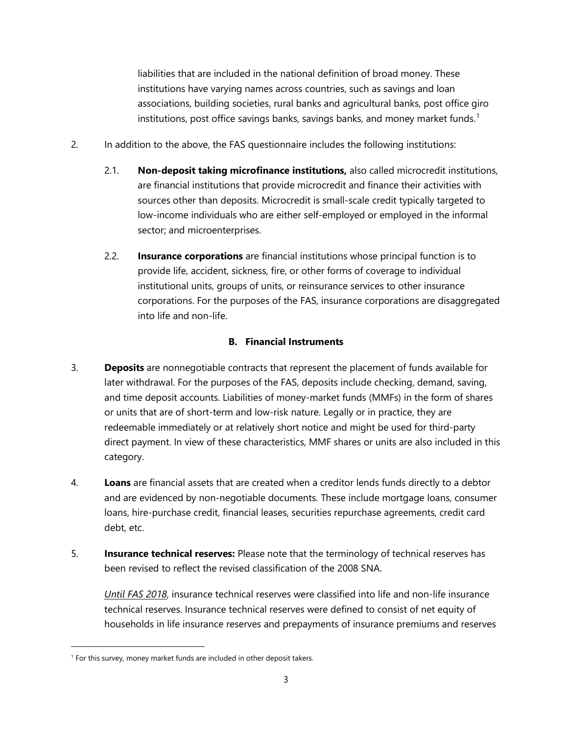liabilities that are included in the national definition of broad money. These institutions have varying names across countries, such as savings and loan associations, building societies, rural banks and agricultural banks, post office giro institutions, post office savings banks, savings banks, and money market funds.[1]

2. In addition to the above, the FAS questionnaire includes the following institutions:

   2.1. **Non-deposit taking microfinance institutions,** also called microcredit institutions, are financial institutions that provide microcredit and finance their activities with sources other than deposits. Microcredit is small-scale credit typically targeted to low-income individuals who are either self-employed or employed in the informal sector; and microenterprises.

   2.2. **Insurance corporations** are financial institutions whose principal function is to provide life, accident, sickness, fire, or other forms of coverage to individual institutional units, groups of units, or reinsurance services to other insurance corporations. For the purposes of the FAS, insurance corporations are disaggregated into life and non-life.

## B. Financial Instruments

3. **Deposits** are nonnegotiable contracts that represent the placement of funds available for later withdrawal. For the purposes of the FAS, deposits include checking, demand, saving, and time deposit accounts. Liabilities of money-market funds (MMFs) in the form of shares or units that are of short-term and low-risk nature. Legally or in practice, they are redeemable immediately or at relatively short notice and might be used for third-party direct payment. In view of these characteristics, MMF shares or units are also included in this category.

4. **Loans** are financial assets that are created when a creditor lends funds directly to a debtor and are evidenced by non-negotiable documents. These include mortgage loans, consumer loans, hire-purchase credit, financial leases, securities repurchase agreements, credit card debt, etc.

5. **Insurance technical reserves:** Please note that the terminology of technical reserves has been revised to reflect the revised classification of the 2008 SNA.

   *Until FAS 2018*, insurance technical reserves were classified into life and non-life insurance technical reserves. Insurance technical reserves were defined to consist of net equity of households in life insurance reserves and prepayments of insurance premiums and reserves

[1] For this survey, money market funds are included in other deposit takers.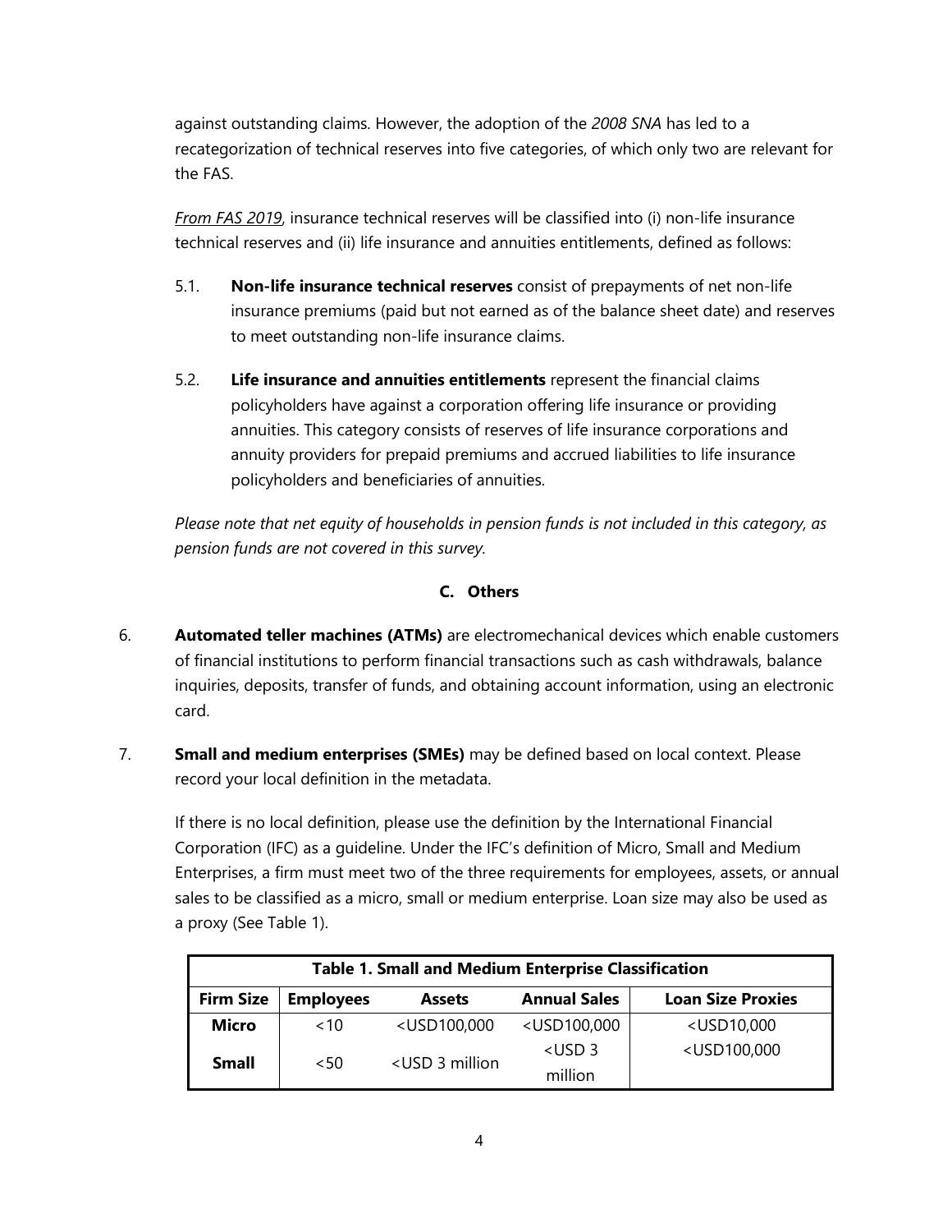against outstanding claims. However, the adoption of the *2008 SNA* has led to a recategorization of technical reserves into five categories, of which only two are relevant for the FAS.

*From FAS 2019*, insurance technical reserves will be classified into (i) non-life insurance technical reserves and (ii) life insurance and annuities entitlements, defined as follows:

5.1. **Non-life insurance technical reserves** consist of prepayments of net non-life insurance premiums (paid but not earned as of the balance sheet date) and reserves to meet outstanding non-life insurance claims.

5.2. **Life insurance and annuities entitlements** represent the financial claims policyholders have against a corporation offering life insurance or providing annuities. This category consists of reserves of life insurance corporations and annuity providers for prepaid premiums and accrued liabilities to life insurance policyholders and beneficiaries of annuities.

*Please note that net equity of households in pension funds is not included in this category, as pension funds are not covered in this survey.*

## C. Others

6. **Automated teller machines (ATMs)** are electromechanical devices which enable customers of financial institutions to perform financial transactions such as cash withdrawals, balance inquiries, deposits, transfer of funds, and obtaining account information, using an electronic card.

7. **Small and medium enterprises (SMEs)** may be defined based on local context. Please record your local definition in the metadata.

   If there is no local definition, please use the definition by the International Financial Corporation (IFC) as a guideline. Under the IFC's definition of Micro, Small and Medium Enterprises, a firm must meet two of the three requirements for employees, assets, or annual sales to be classified as a micro, small or medium enterprise. Loan size may also be used as a proxy (See Table 1).

**Table 1. Small and Medium Enterprise Classification**

| Firm Size | Employees | Assets | Annual Sales | Loan Size Proxies |
|---|---|---|---|---|
| **Micro** | <10 | <USD100,000 | <USD100,000 | <USD10,000 |
| **Small** | <50 | <USD 3 million | <USD 3 million | <USD100,000 |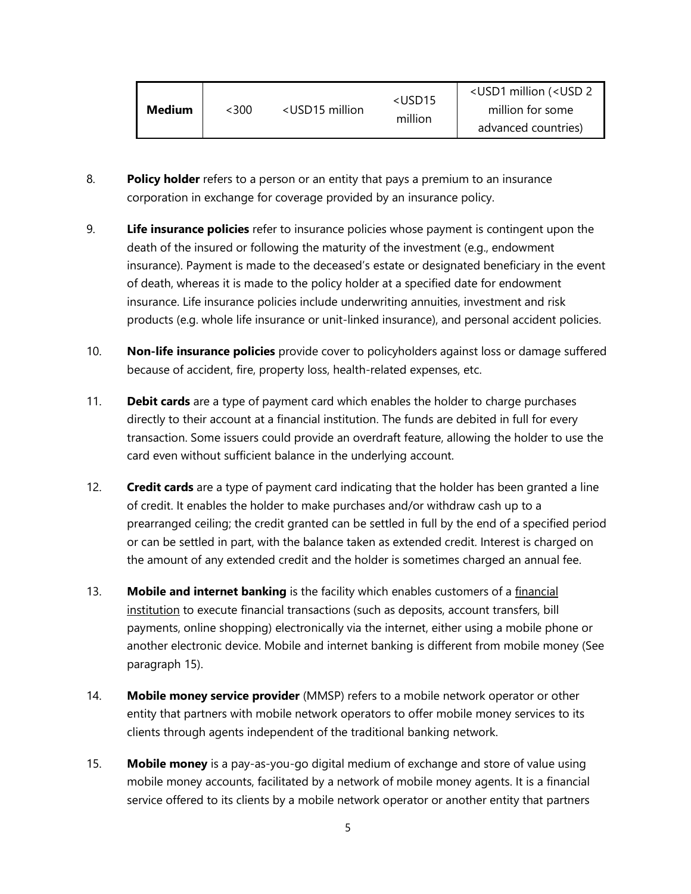| Medium | <300 | <USD15 million | <USD15 million | <USD1 million (<USD 2 million for some advanced countries) |
|---|---|---|---|---|

8. **Policy holder** refers to a person or an entity that pays a premium to an insurance corporation in exchange for coverage provided by an insurance policy.

9. **Life insurance policies** refer to insurance policies whose payment is contingent upon the death of the insured or following the maturity of the investment (e.g., endowment insurance). Payment is made to the deceased's estate or designated beneficiary in the event of death, whereas it is made to the policy holder at a specified date for endowment insurance. Life insurance policies include underwriting annuities, investment and risk products (e.g. whole life insurance or unit-linked insurance), and personal accident policies.

10. **Non-life insurance policies** provide cover to policyholders against loss or damage suffered because of accident, fire, property loss, health-related expenses, etc.

11. **Debit cards** are a type of payment card which enables the holder to charge purchases directly to their account at a financial institution. The funds are debited in full for every transaction. Some issuers could provide an overdraft feature, allowing the holder to use the card even without sufficient balance in the underlying account.

12. **Credit cards** are a type of payment card indicating that the holder has been granted a line of credit. It enables the holder to make purchases and/or withdraw cash up to a prearranged ceiling; the credit granted can be settled in full by the end of a specified period or can be settled in part, with the balance taken as extended credit. Interest is charged on the amount of any extended credit and the holder is sometimes charged an annual fee.

13. **Mobile and internet banking** is the facility which enables customers of a financial institution to execute financial transactions (such as deposits, account transfers, bill payments, online shopping) electronically via the internet, either using a mobile phone or another electronic device. Mobile and internet banking is different from mobile money (See paragraph 15).

14. **Mobile money service provider** (MMSP) refers to a mobile network operator or other entity that partners with mobile network operators to offer mobile money services to its clients through agents independent of the traditional banking network.

15. **Mobile money** is a pay-as-you-go digital medium of exchange and store of value using mobile money accounts, facilitated by a network of mobile money agents. It is a financial service offered to its clients by a mobile network operator or another entity that partners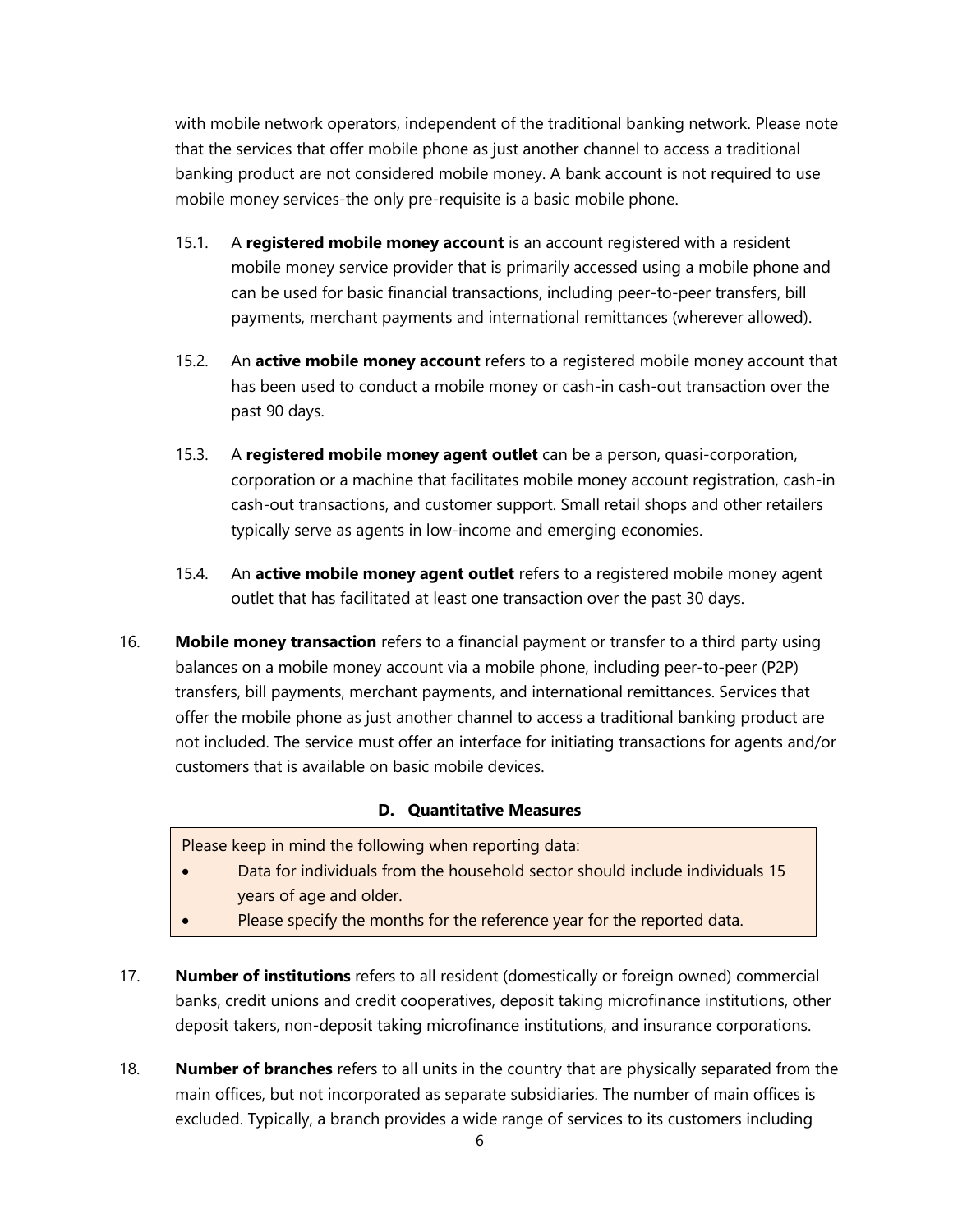with mobile network operators, independent of the traditional banking network. Please note that the services that offer mobile phone as just another channel to access a traditional banking product are not considered mobile money. A bank account is not required to use mobile money services-the only pre-requisite is a basic mobile phone.

15.1. A **registered mobile money account** is an account registered with a resident mobile money service provider that is primarily accessed using a mobile phone and can be used for basic financial transactions, including peer-to-peer transfers, bill payments, merchant payments and international remittances (wherever allowed).

15.2. An **active mobile money account** refers to a registered mobile money account that has been used to conduct a mobile money or cash-in cash-out transaction over the past 90 days.

15.3. A **registered mobile money agent outlet** can be a person, quasi-corporation, corporation or a machine that facilitates mobile money account registration, cash-in cash-out transactions, and customer support. Small retail shops and other retailers typically serve as agents in low-income and emerging economies.

15.4. An **active mobile money agent outlet** refers to a registered mobile money agent outlet that has facilitated at least one transaction over the past 30 days.

16. **Mobile money transaction** refers to a financial payment or transfer to a third party using balances on a mobile money account via a mobile phone, including peer-to-peer (P2P) transfers, bill payments, merchant payments, and international remittances. Services that offer the mobile phone as just another channel to access a traditional banking product are not included. The service must offer an interface for initiating transactions for agents and/or customers that is available on basic mobile devices.

### D. Quantitative Measures

Please keep in mind the following when reporting data:

- Data for individuals from the household sector should include individuals 15 years of age and older.
- Please specify the months for the reference year for the reported data.

17. **Number of institutions** refers to all resident (domestically or foreign owned) commercial banks, credit unions and credit cooperatives, deposit taking microfinance institutions, other deposit takers, non-deposit taking microfinance institutions, and insurance corporations.

18. **Number of branches** refers to all units in the country that are physically separated from the main offices, but not incorporated as separate subsidiaries. The number of main offices is excluded. Typically, a branch provides a wide range of services to its customers including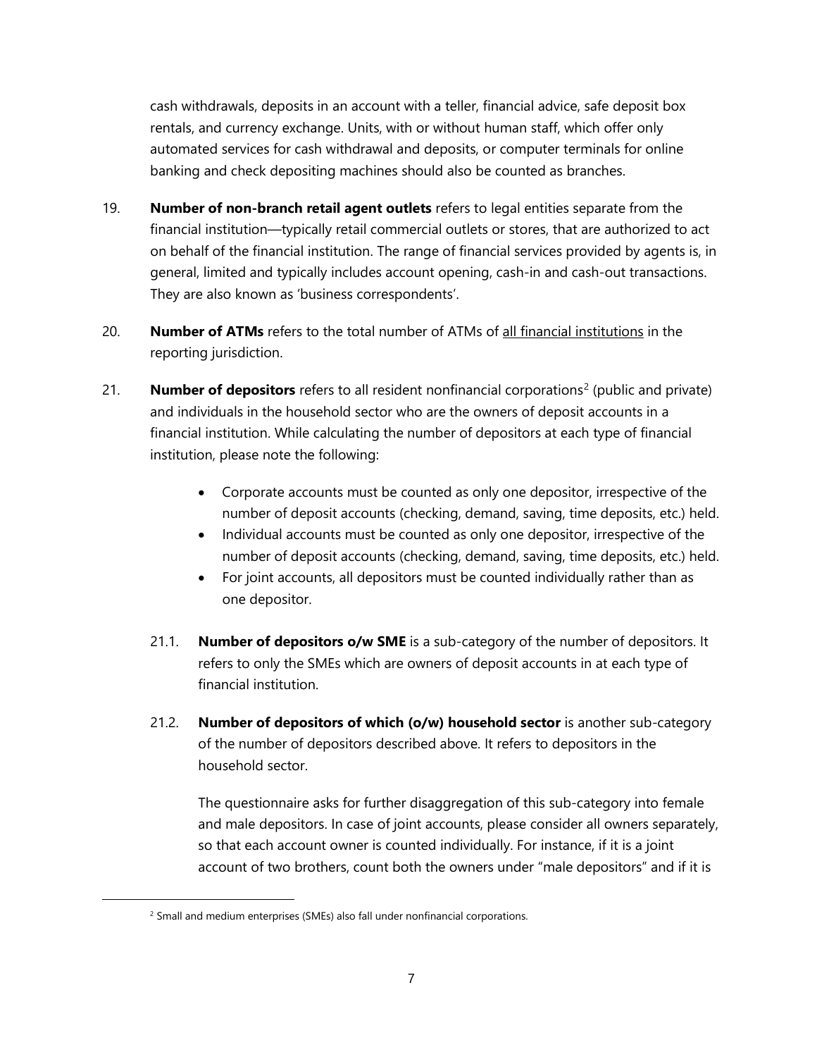cash withdrawals, deposits in an account with a teller, financial advice, safe deposit box rentals, and currency exchange. Units, with or without human staff, which offer only automated services for cash withdrawal and deposits, or computer terminals for online banking and check depositing machines should also be counted as branches.

19. **Number of non-branch retail agent outlets** refers to legal entities separate from the financial institution—typically retail commercial outlets or stores, that are authorized to act on behalf of the financial institution. The range of financial services provided by agents is, in general, limited and typically includes account opening, cash-in and cash-out transactions. They are also known as 'business correspondents'.

20. **Number of ATMs** refers to the total number of ATMs of <u>all financial institutions</u> in the reporting jurisdiction.

21. **Number of depositors** refers to all resident nonfinancial corporations[2] (public and private) and individuals in the household sector who are the owners of deposit accounts in a financial institution. While calculating the number of depositors at each type of financial institution, please note the following:

    - Corporate accounts must be counted as only one depositor, irrespective of the number of deposit accounts (checking, demand, saving, time deposits, etc.) held.
    - Individual accounts must be counted as only one depositor, irrespective of the number of deposit accounts (checking, demand, saving, time deposits, etc.) held.
    - For joint accounts, all depositors must be counted individually rather than as one depositor.

    21.1. **Number of depositors o/w SME** is a sub-category of the number of depositors. It refers to only the SMEs which are owners of deposit accounts in at each type of financial institution.

    21.2. **Number of depositors of which (o/w) household sector** is another sub-category of the number of depositors described above. It refers to depositors in the household sector.

    The questionnaire asks for further disaggregation of this sub-category into female and male depositors. In case of joint accounts, please consider all owners separately, so that each account owner is counted individually. For instance, if it is a joint account of two brothers, count both the owners under "male depositors" and if it is

[2] Small and medium enterprises (SMEs) also fall under nonfinancial corporations.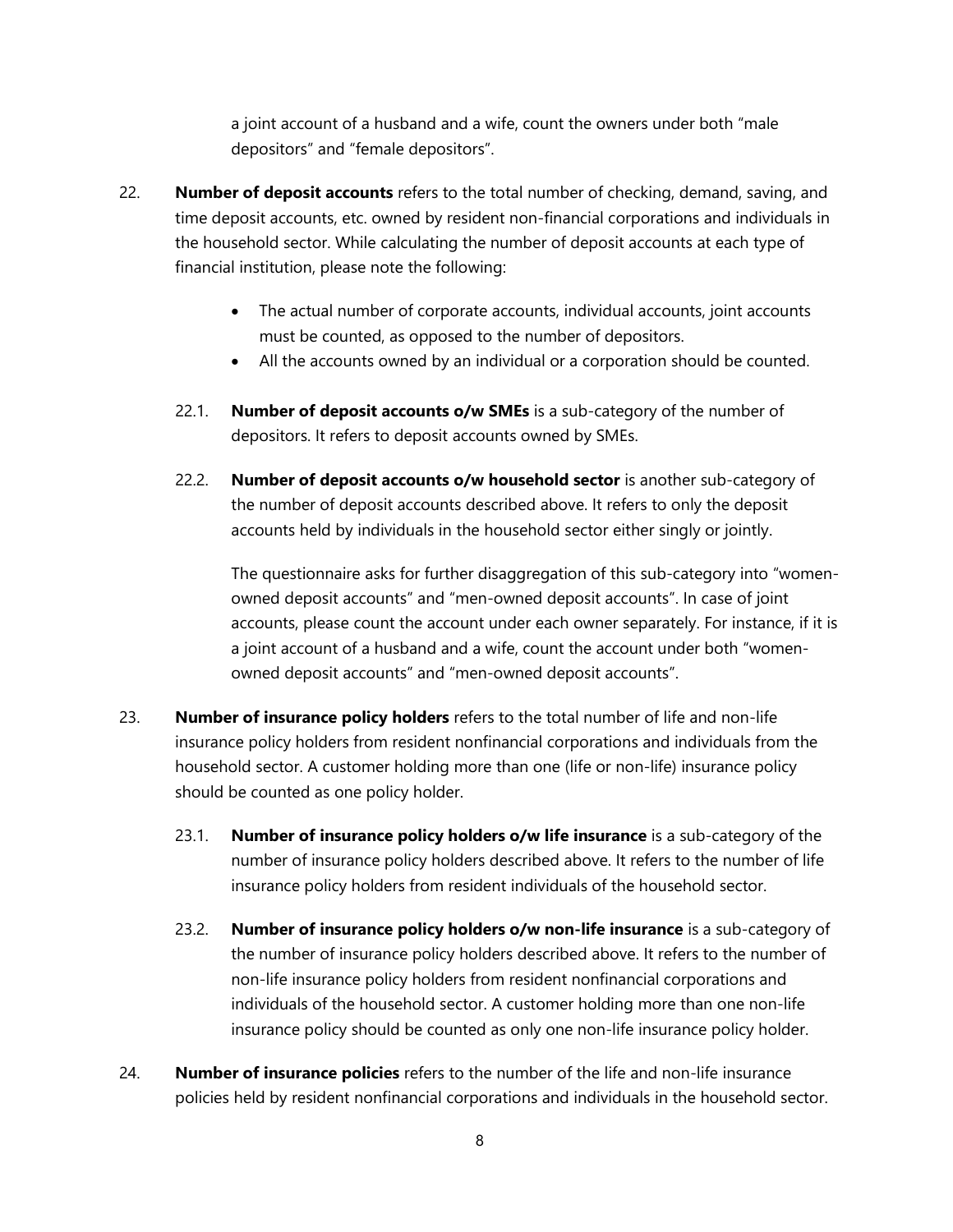a joint account of a husband and a wife, count the owners under both "male depositors" and "female depositors".

22. **Number of deposit accounts** refers to the total number of checking, demand, saving, and time deposit accounts, etc. owned by resident non-financial corporations and individuals in the household sector. While calculating the number of deposit accounts at each type of financial institution, please note the following:

    - The actual number of corporate accounts, individual accounts, joint accounts must be counted, as opposed to the number of depositors.
    - All the accounts owned by an individual or a corporation should be counted.

    22.1. **Number of deposit accounts o/w SMEs** is a sub-category of the number of depositors. It refers to deposit accounts owned by SMEs.

    22.2. **Number of deposit accounts o/w household sector** is another sub-category of the number of deposit accounts described above. It refers to only the deposit accounts held by individuals in the household sector either singly or jointly.

    The questionnaire asks for further disaggregation of this sub-category into "women-owned deposit accounts" and "men-owned deposit accounts". In case of joint accounts, please count the account under each owner separately. For instance, if it is a joint account of a husband and a wife, count the account under both "women-owned deposit accounts" and "men-owned deposit accounts".

23. **Number of insurance policy holders** refers to the total number of life and non-life insurance policy holders from resident nonfinancial corporations and individuals from the household sector. A customer holding more than one (life or non-life) insurance policy should be counted as one policy holder.

    23.1. **Number of insurance policy holders o/w life insurance** is a sub-category of the number of insurance policy holders described above. It refers to the number of life insurance policy holders from resident individuals of the household sector.

    23.2. **Number of insurance policy holders o/w non-life insurance** is a sub-category of the number of insurance policy holders described above. It refers to the number of non-life insurance policy holders from resident nonfinancial corporations and individuals of the household sector. A customer holding more than one non-life insurance policy should be counted as only one non-life insurance policy holder.

24. **Number of insurance policies** refers to the number of the life and non-life insurance policies held by resident nonfinancial corporations and individuals in the household sector.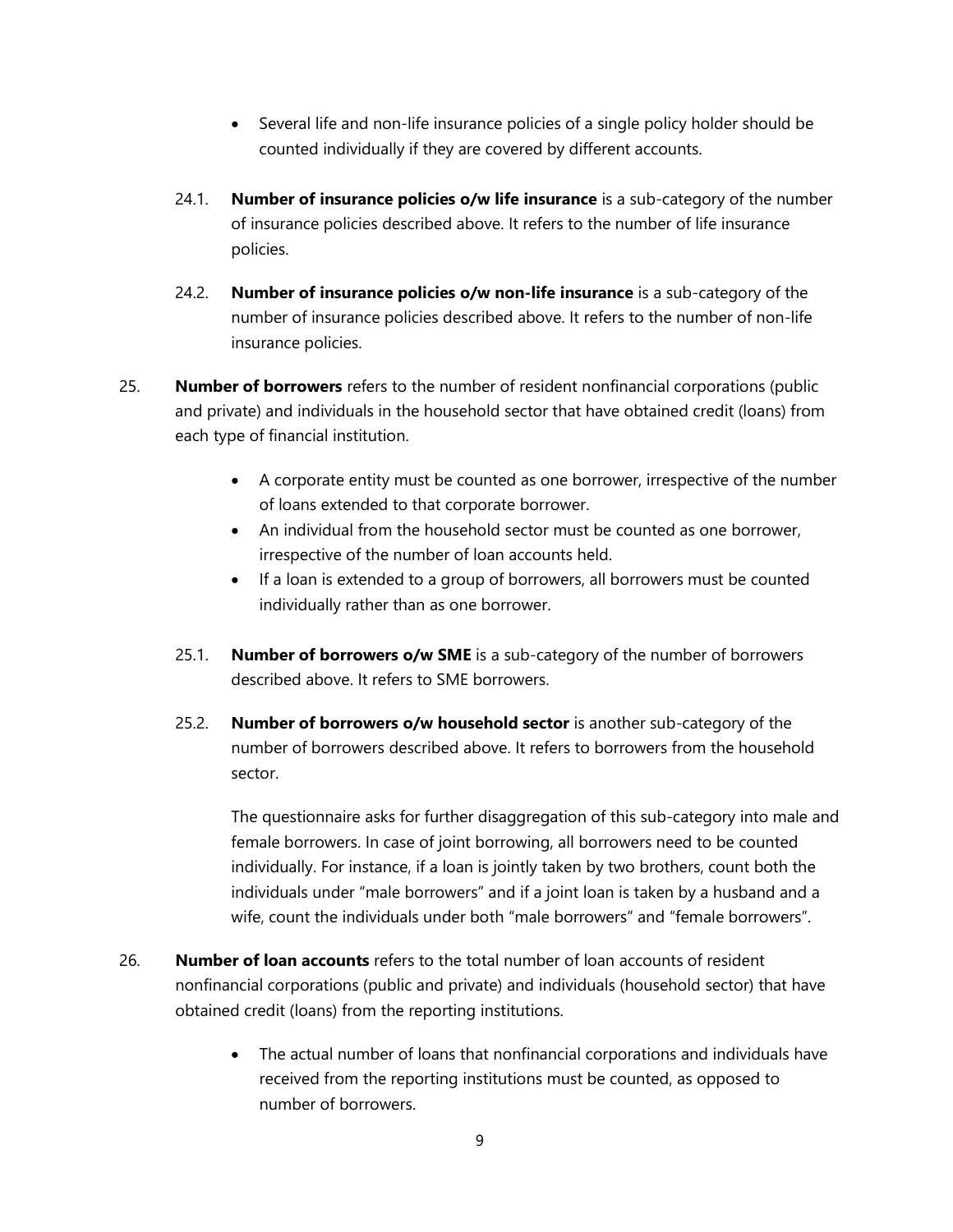- Several life and non-life insurance policies of a single policy holder should be counted individually if they are covered by different accounts.

24.1. **Number of insurance policies o/w life insurance** is a sub-category of the number of insurance policies described above. It refers to the number of life insurance policies.

24.2. **Number of insurance policies o/w non-life insurance** is a sub-category of the number of insurance policies described above. It refers to the number of non-life insurance policies.

25. **Number of borrowers** refers to the number of resident nonfinancial corporations (public and private) and individuals in the household sector that have obtained credit (loans) from each type of financial institution.

   - A corporate entity must be counted as one borrower, irrespective of the number of loans extended to that corporate borrower.
   - An individual from the household sector must be counted as one borrower, irrespective of the number of loan accounts held.
   - If a loan is extended to a group of borrowers, all borrowers must be counted individually rather than as one borrower.

25.1. **Number of borrowers o/w SME** is a sub-category of the number of borrowers described above. It refers to SME borrowers.

25.2. **Number of borrowers o/w household sector** is another sub-category of the number of borrowers described above. It refers to borrowers from the household sector.

The questionnaire asks for further disaggregation of this sub-category into male and female borrowers. In case of joint borrowing, all borrowers need to be counted individually. For instance, if a loan is jointly taken by two brothers, count both the individuals under "male borrowers" and if a joint loan is taken by a husband and a wife, count the individuals under both "male borrowers" and "female borrowers".

26. **Number of loan accounts** refers to the total number of loan accounts of resident nonfinancial corporations (public and private) and individuals (household sector) that have obtained credit (loans) from the reporting institutions.

   - The actual number of loans that nonfinancial corporations and individuals have received from the reporting institutions must be counted, as opposed to number of borrowers.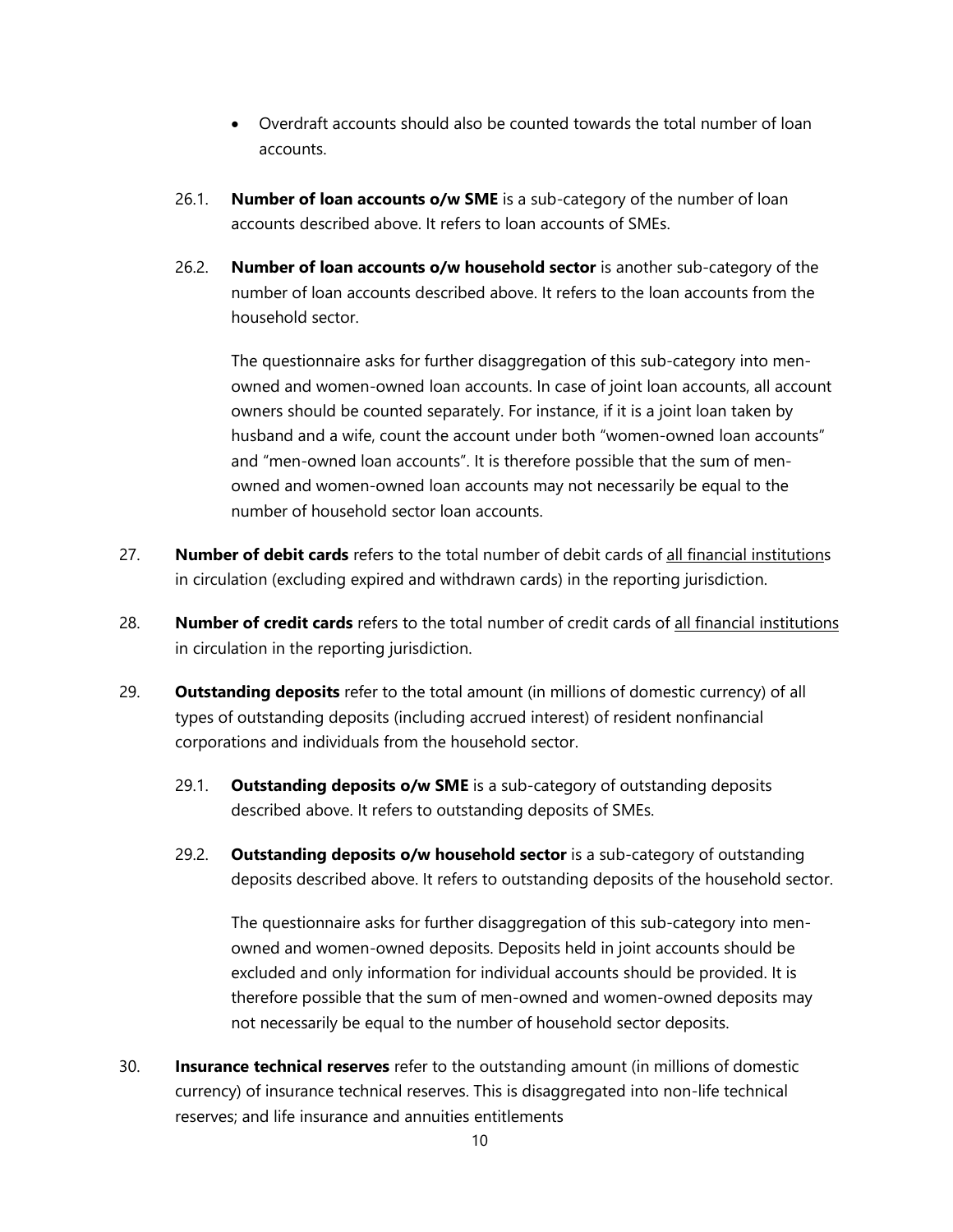- Overdraft accounts should also be counted towards the total number of loan accounts.

26.1. **Number of loan accounts o/w SME** is a sub-category of the number of loan accounts described above. It refers to loan accounts of SMEs.

26.2. **Number of loan accounts o/w household sector** is another sub-category of the number of loan accounts described above. It refers to the loan accounts from the household sector.

The questionnaire asks for further disaggregation of this sub-category into men-owned and women-owned loan accounts. In case of joint loan accounts, all account owners should be counted separately. For instance, if it is a joint loan taken by husband and a wife, count the account under both "women-owned loan accounts" and "men-owned loan accounts". It is therefore possible that the sum of men-owned and women-owned loan accounts may not necessarily be equal to the number of household sector loan accounts.

27. **Number of debit cards** refers to the total number of debit cards of <u>all financial institution</u>s in circulation (excluding expired and withdrawn cards) in the reporting jurisdiction.

28. **Number of credit cards** refers to the total number of credit cards of <u>all financial institutions</u> in circulation in the reporting jurisdiction.

29. **Outstanding deposits** refer to the total amount (in millions of domestic currency) of all types of outstanding deposits (including accrued interest) of resident nonfinancial corporations and individuals from the household sector.

29.1. **Outstanding deposits o/w SME** is a sub-category of outstanding deposits described above. It refers to outstanding deposits of SMEs.

29.2. **Outstanding deposits o/w household sector** is a sub-category of outstanding deposits described above. It refers to outstanding deposits of the household sector.

The questionnaire asks for further disaggregation of this sub-category into men-owned and women-owned deposits. Deposits held in joint accounts should be excluded and only information for individual accounts should be provided. It is therefore possible that the sum of men-owned and women-owned deposits may not necessarily be equal to the number of household sector deposits.

30. **Insurance technical reserves** refer to the outstanding amount (in millions of domestic currency) of insurance technical reserves. This is disaggregated into non-life technical reserves; and life insurance and annuities entitlements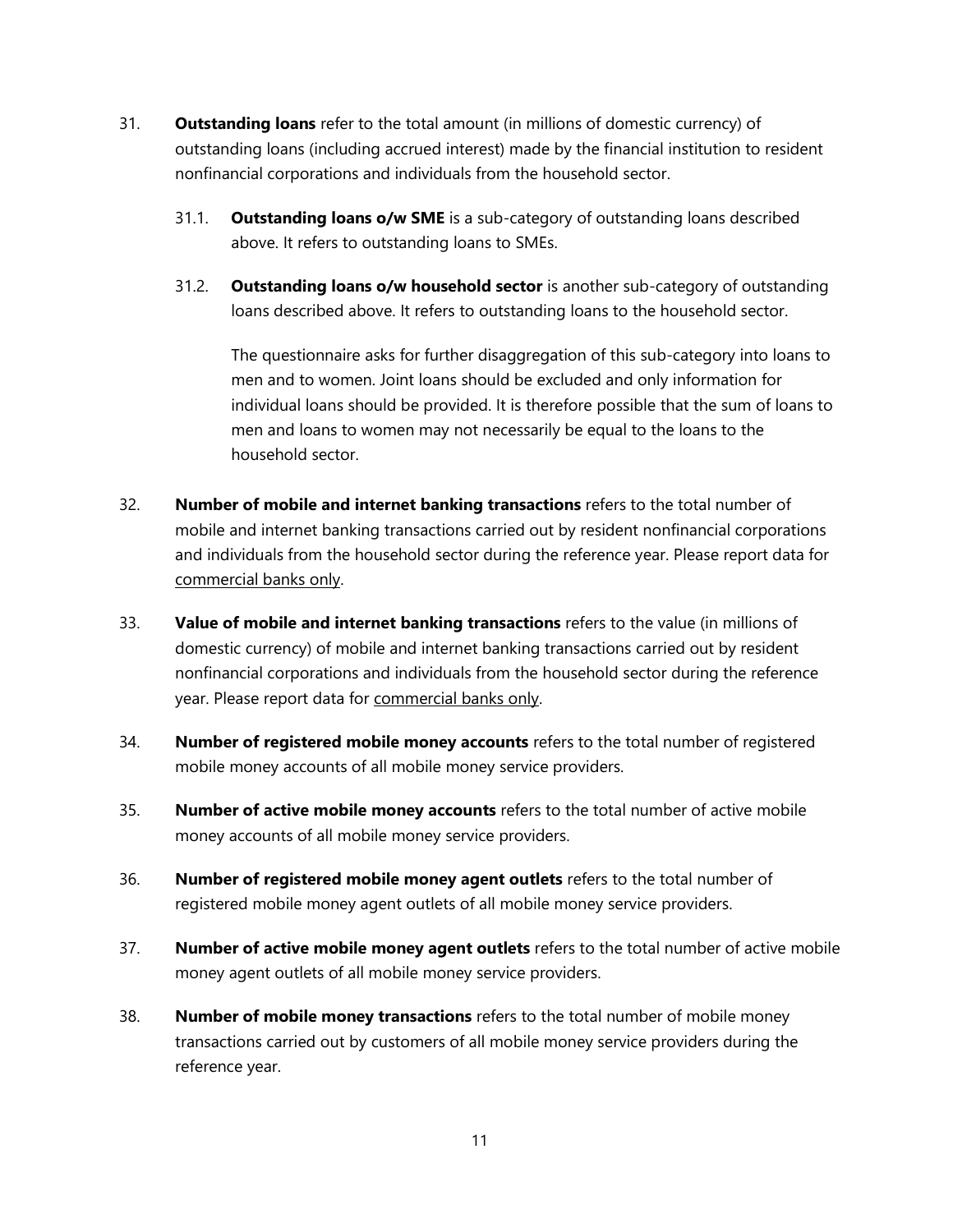31. **Outstanding loans** refer to the total amount (in millions of domestic currency) of outstanding loans (including accrued interest) made by the financial institution to resident nonfinancial corporations and individuals from the household sector.

    31.1. **Outstanding loans o/w SME** is a sub-category of outstanding loans described above. It refers to outstanding loans to SMEs.

    31.2. **Outstanding loans o/w household sector** is another sub-category of outstanding loans described above. It refers to outstanding loans to the household sector.

    The questionnaire asks for further disaggregation of this sub-category into loans to men and to women. Joint loans should be excluded and only information for individual loans should be provided. It is therefore possible that the sum of loans to men and loans to women may not necessarily be equal to the loans to the household sector.

32. **Number of mobile and internet banking transactions** refers to the total number of mobile and internet banking transactions carried out by resident nonfinancial corporations and individuals from the household sector during the reference year. Please report data for <u>commercial banks only</u>.

33. **Value of mobile and internet banking transactions** refers to the value (in millions of domestic currency) of mobile and internet banking transactions carried out by resident nonfinancial corporations and individuals from the household sector during the reference year. Please report data for <u>commercial banks only</u>.

34. **Number of registered mobile money accounts** refers to the total number of registered mobile money accounts of all mobile money service providers.

35. **Number of active mobile money accounts** refers to the total number of active mobile money accounts of all mobile money service providers.

36. **Number of registered mobile money agent outlets** refers to the total number of registered mobile money agent outlets of all mobile money service providers.

37. **Number of active mobile money agent outlets** refers to the total number of active mobile money agent outlets of all mobile money service providers.

38. **Number of mobile money transactions** refers to the total number of mobile money transactions carried out by customers of all mobile money service providers during the reference year.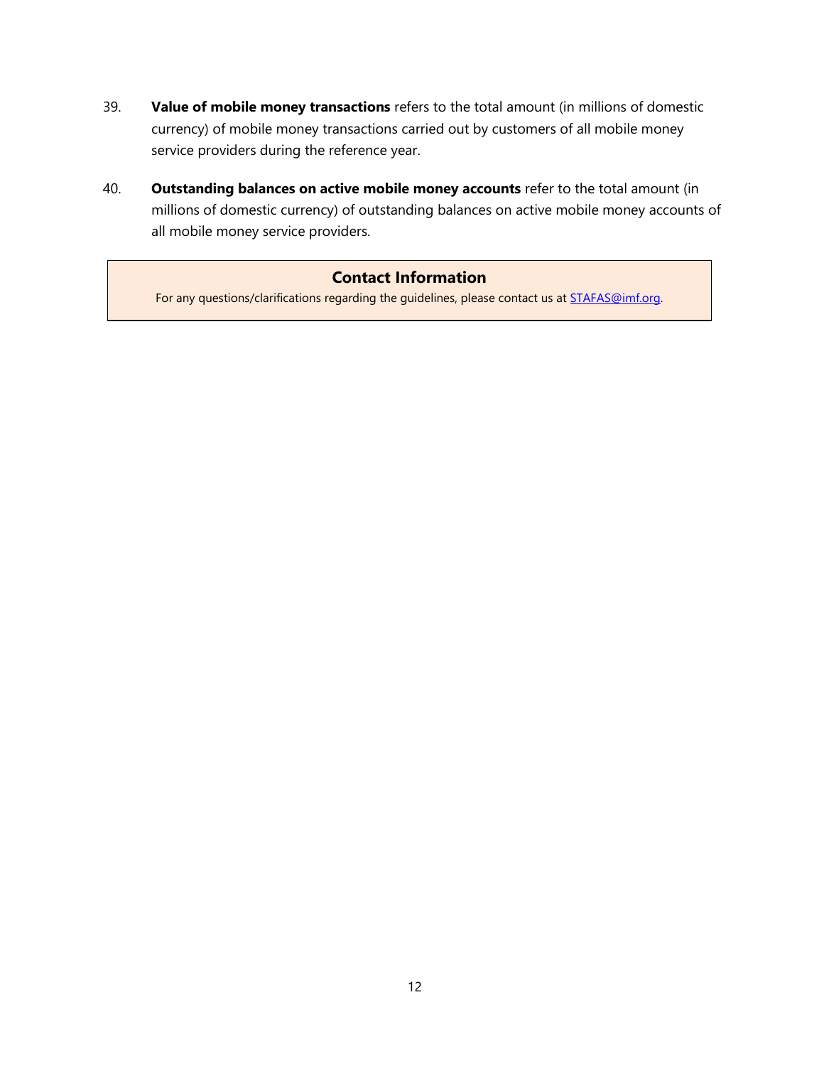39. **Value of mobile money transactions** refers to the total amount (in millions of domestic currency) of mobile money transactions carried out by customers of all mobile money service providers during the reference year.

40. **Outstanding balances on active mobile money accounts** refer to the total amount (in millions of domestic currency) of outstanding balances on active mobile money accounts of all mobile money service providers.

### Contact Information

For any questions/clarifications regarding the guidelines, please contact us at [STAFAS@imf.org](mailto:STAFAS@imf.org).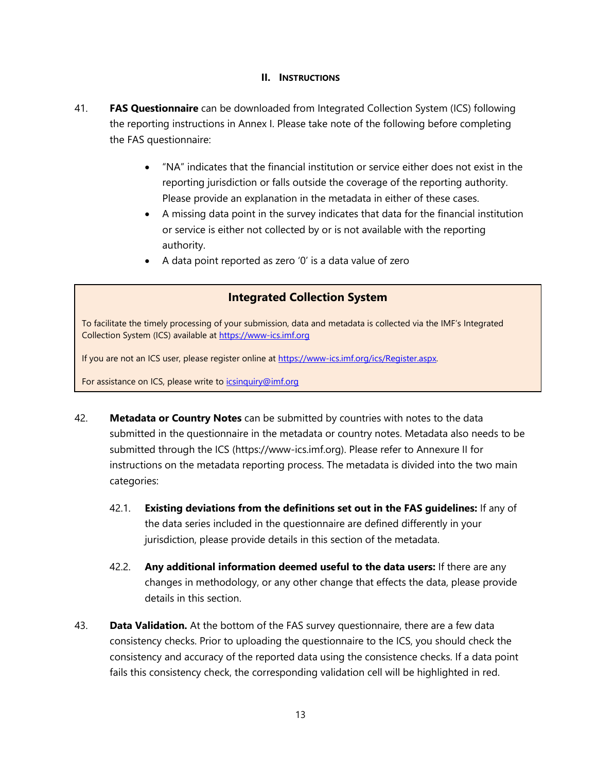## II. Instructions

41. **FAS Questionnaire** can be downloaded from Integrated Collection System (ICS) following the reporting instructions in Annex I. Please take note of the following before completing the FAS questionnaire:

    - "NA" indicates that the financial institution or service either does not exist in the reporting jurisdiction or falls outside the coverage of the reporting authority. Please provide an explanation in the metadata in either of these cases.
    - A missing data point in the survey indicates that data for the financial institution or service is either not collected by or is not available with the reporting authority.
    - A data point reported as zero '0' is a data value of zero

> **Integrated Collection System**
>
> To facilitate the timely processing of your submission, data and metadata is collected via the IMF's Integrated Collection System (ICS) available at https://www-ics.imf.org
>
> If you are not an ICS user, please register online at https://www-ics.imf.org/ics/Register.aspx.
>
> For assistance on ICS, please write to icsinquiry@imf.org

42. **Metadata or Country Notes** can be submitted by countries with notes to the data submitted in the questionnaire in the metadata or country notes. Metadata also needs to be submitted through the ICS (https://www-ics.imf.org). Please refer to Annexure II for instructions on the metadata reporting process. The metadata is divided into the two main categories:

    42.1. **Existing deviations from the definitions set out in the FAS guidelines:** If any of the data series included in the questionnaire are defined differently in your jurisdiction, please provide details in this section of the metadata.

    42.2. **Any additional information deemed useful to the data users:** If there are any changes in methodology, or any other change that effects the data, please provide details in this section.

43. **Data Validation.** At the bottom of the FAS survey questionnaire, there are a few data consistency checks. Prior to uploading the questionnaire to the ICS, you should check the consistency and accuracy of the reported data using the consistence checks. If a data point fails this consistency check, the corresponding validation cell will be highlighted in red.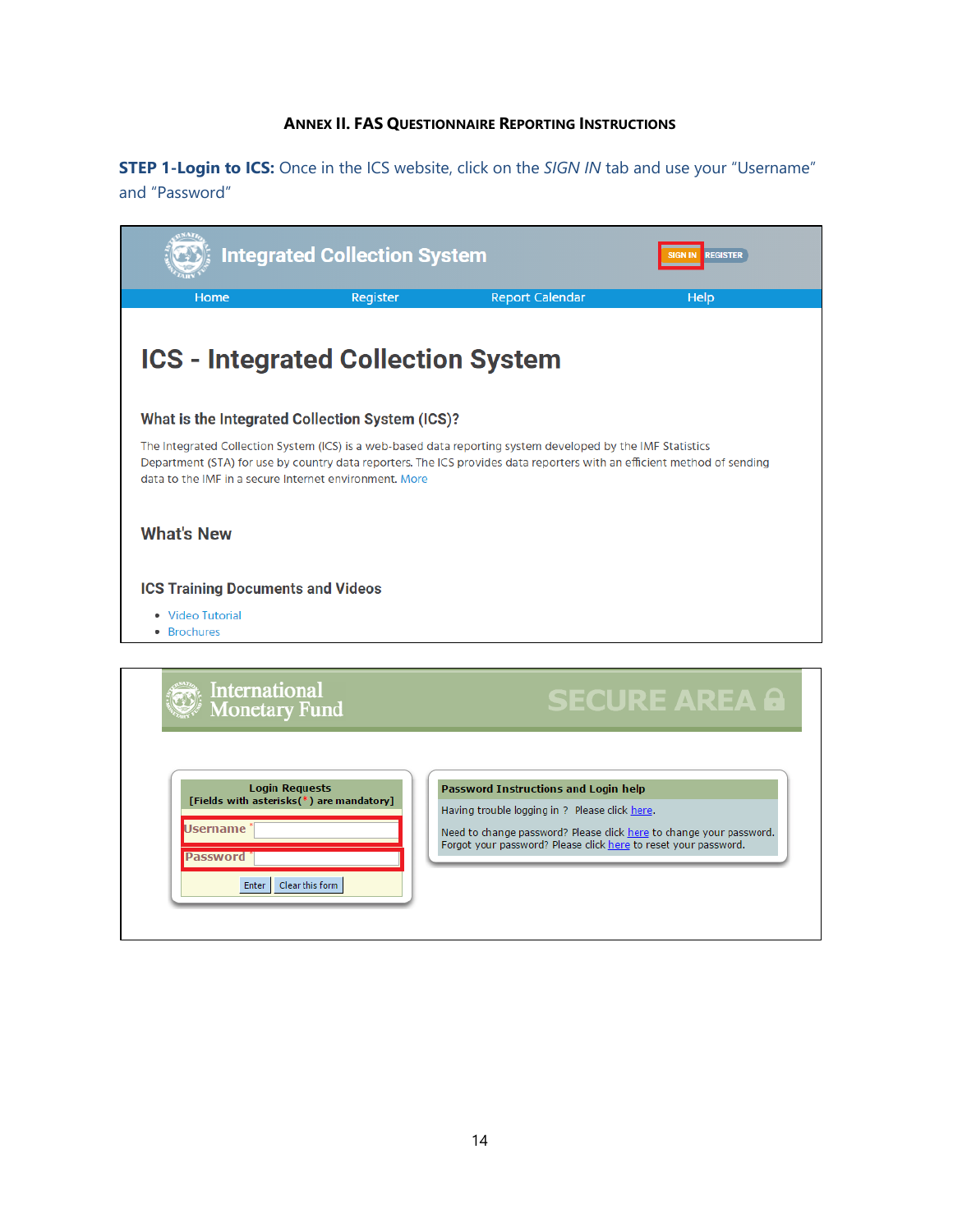## ANNEX II. FAS QUESTIONNAIRE REPORTING INSTRUCTIONS

**STEP 1-Login to ICS:** Once in the ICS website, click on the *SIGN IN* tab and use your "Username" and "Password"

Integrated Collection System

SIGN IN REGISTER

Home Register Report Calendar Help

# ICS - Integrated Collection System

### What is the Integrated Collection System (ICS)?

The Integrated Collection System (ICS) is a web-based data reporting system developed by the IMF Statistics Department (STA) for use by country data reporters. The ICS provides data reporters with an efficient method of sending data to the IMF in a secure Internet environment. More

### What's New

### ICS Training Documents and Videos

- Video Tutorial
- Brochures

International Monetary Fund SECURE AREA

**Login Requests**
**[Fields with asterisks(*) are mandatory]**

Username *

Password *

Enter | Clear this form

**Password Instructions and Login help**

Having trouble logging in ? Please click here.

Need to change password? Please click here to change your password.
Forgot your password? Please click here to reset your password.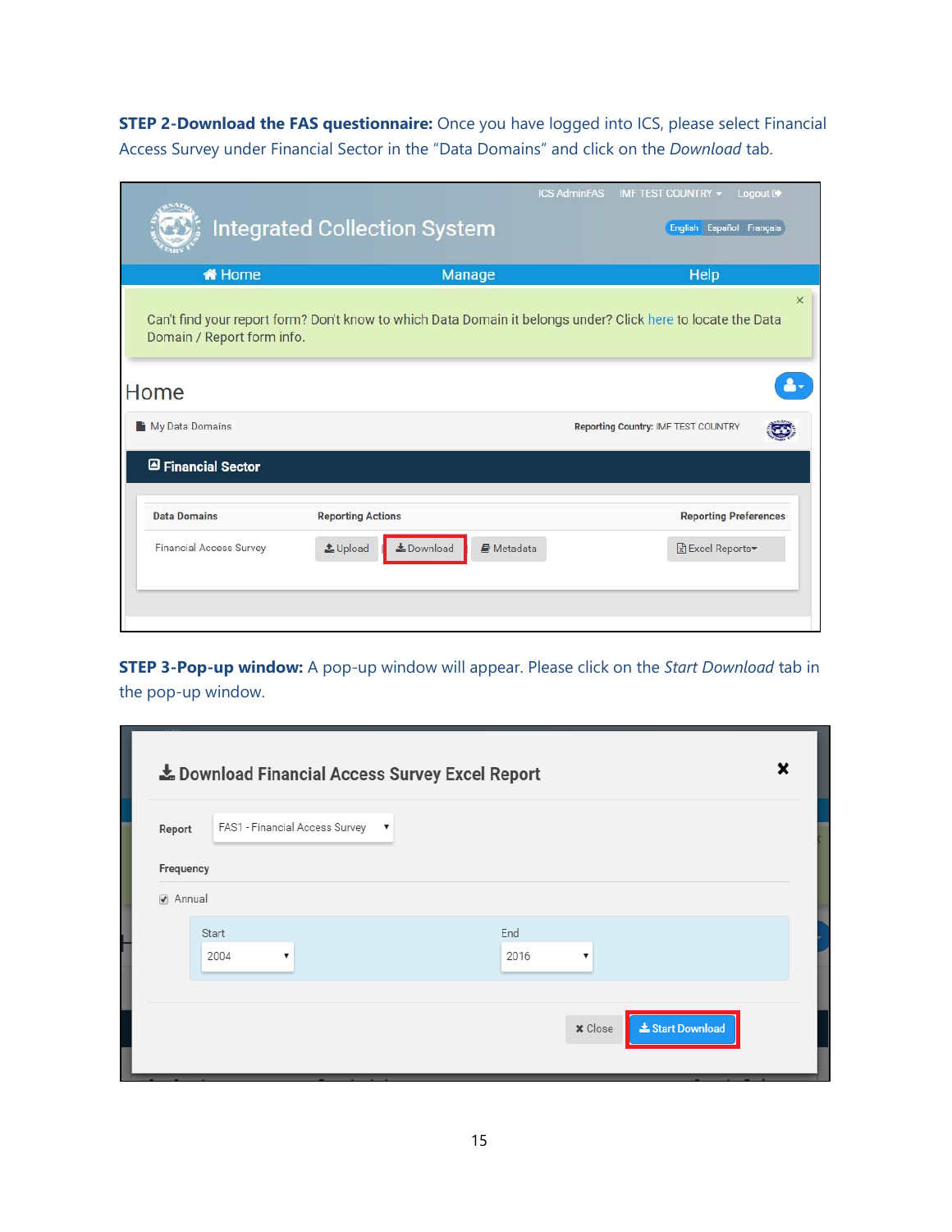**STEP 2-Download the FAS questionnaire:** Once you have logged into ICS, please select Financial Access Survey under Financial Sector in the "Data Domains" and click on the *Download* tab.

**STEP 3-Pop-up window:** A pop-up window will appear. Please click on the *Start Download* tab in the pop-up window.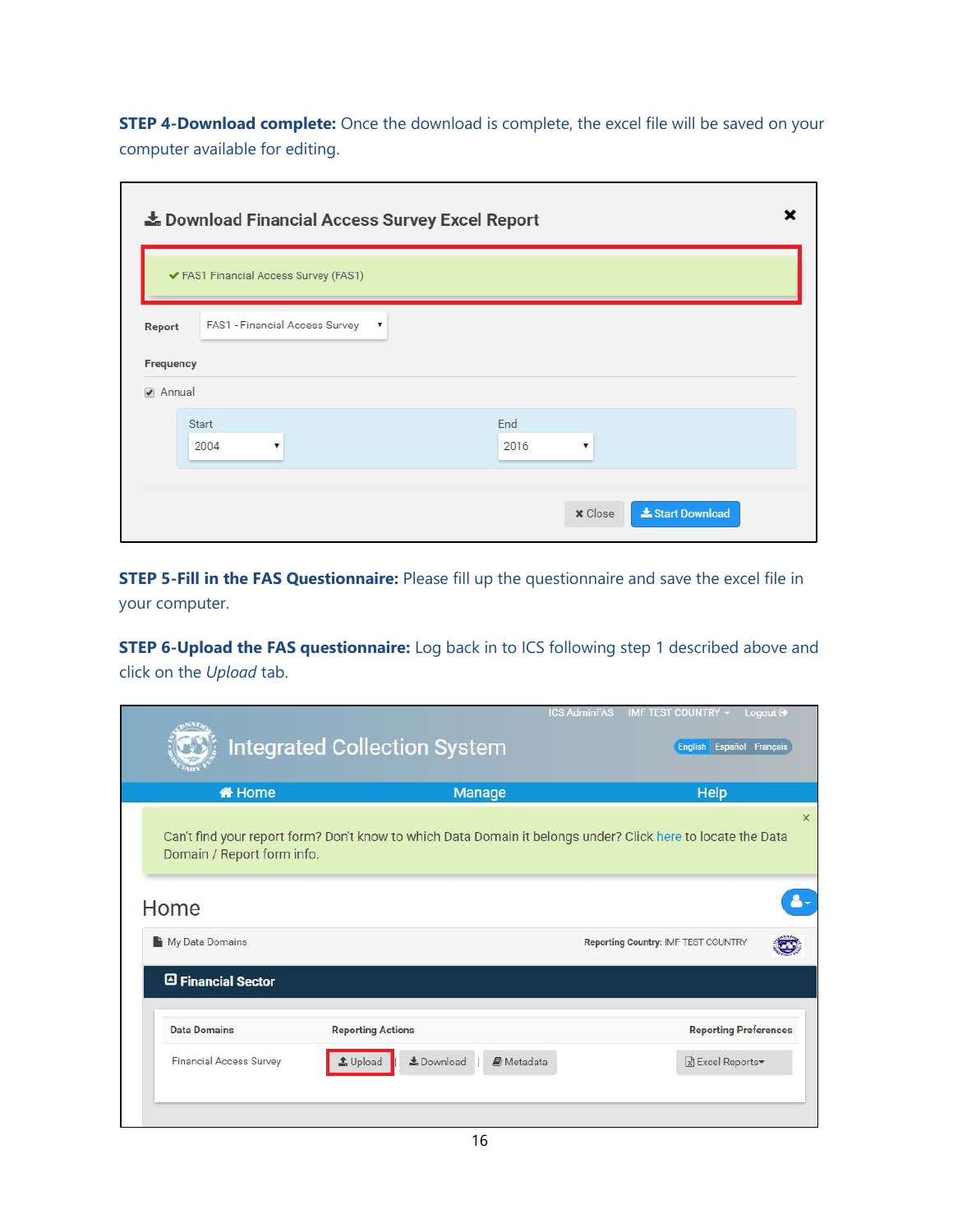**STEP 4-Download complete:** Once the download is complete, the excel file will be saved on your computer available for editing.

**STEP 5-Fill in the FAS Questionnaire:** Please fill up the questionnaire and save the excel file in your computer.

**STEP 6-Upload the FAS questionnaire:** Log back in to ICS following step 1 described above and click on the *Upload* tab.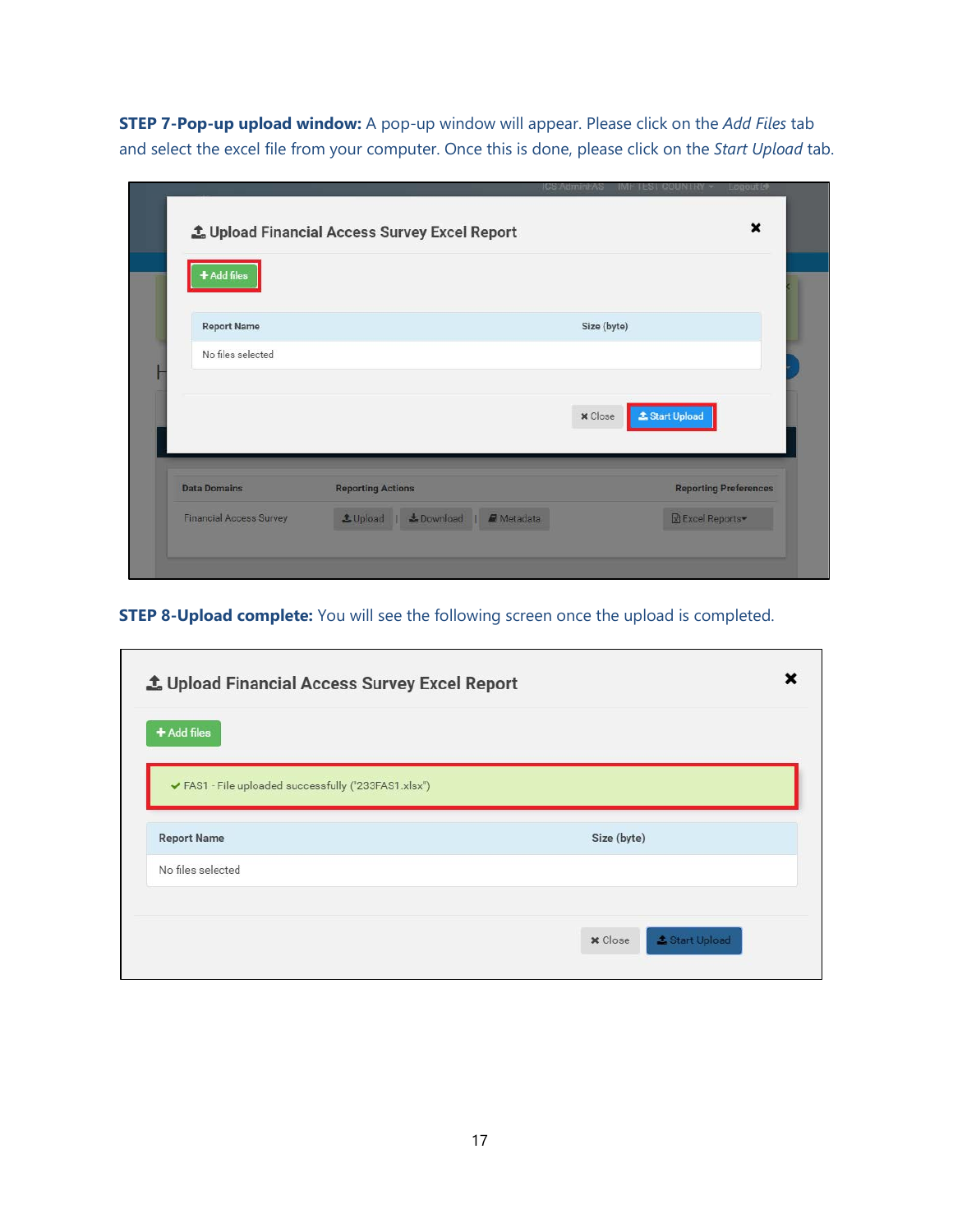**STEP 7-Pop-up upload window:** A pop-up window will appear. Please click on the *Add Files* tab and select the excel file from your computer. Once this is done, please click on the *Start Upload* tab.

**STEP 8-Upload complete:** You will see the following screen once the upload is completed.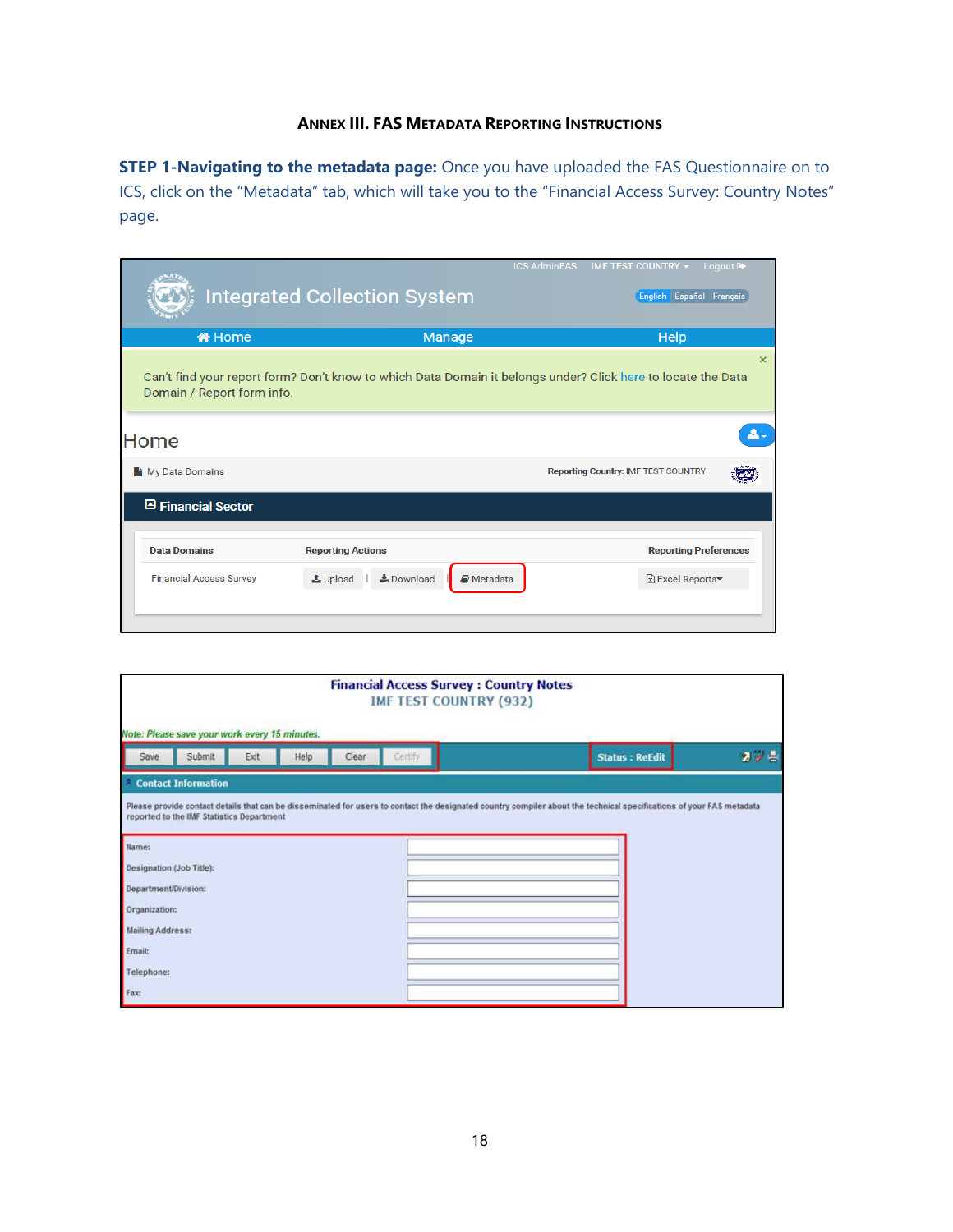### Annex III. FAS Metadata Reporting Instructions

**STEP 1-Navigating to the metadata page:** Once you have uploaded the FAS Questionnaire on to ICS, click on the "Metadata" tab, which will take you to the "Financial Access Survey: Country Notes" page.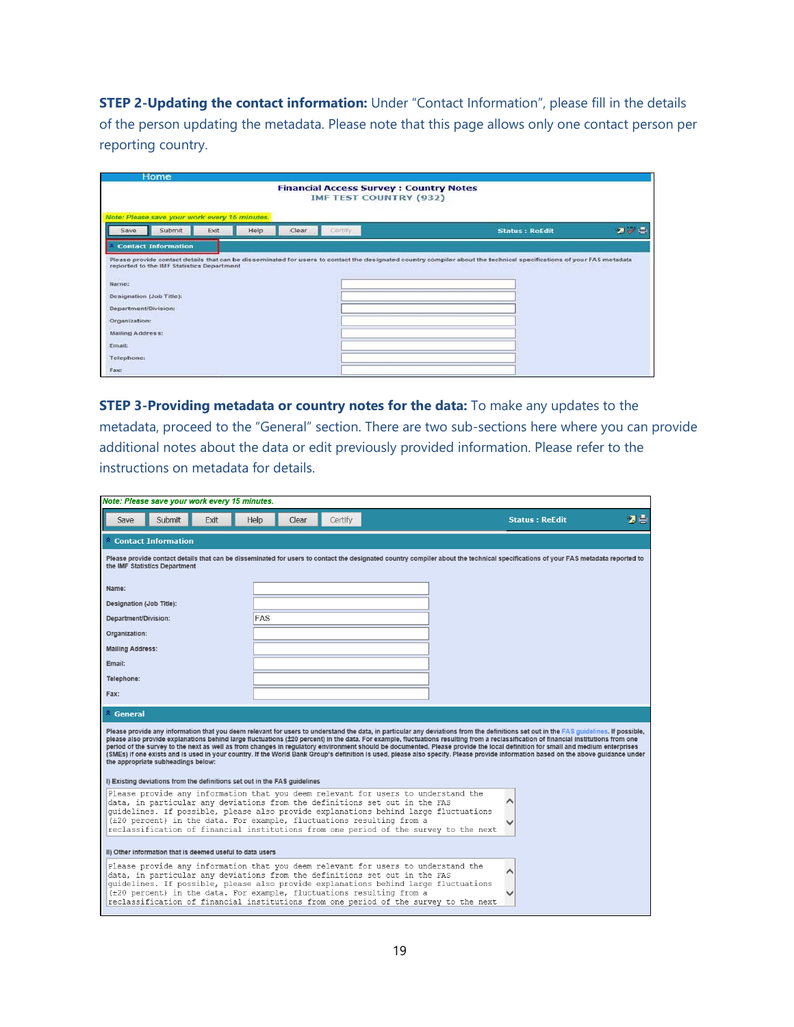**STEP 2-Updating the contact information:** Under "Contact Information", please fill in the details of the person updating the metadata. Please note that this page allows only one contact person per reporting country.

**STEP 3-Providing metadata or country notes for the data:** To make any updates to the metadata, proceed to the "General" section. There are two sub-sections here where you can provide additional notes about the data or edit previously provided information. Please refer to the instructions on metadata for details.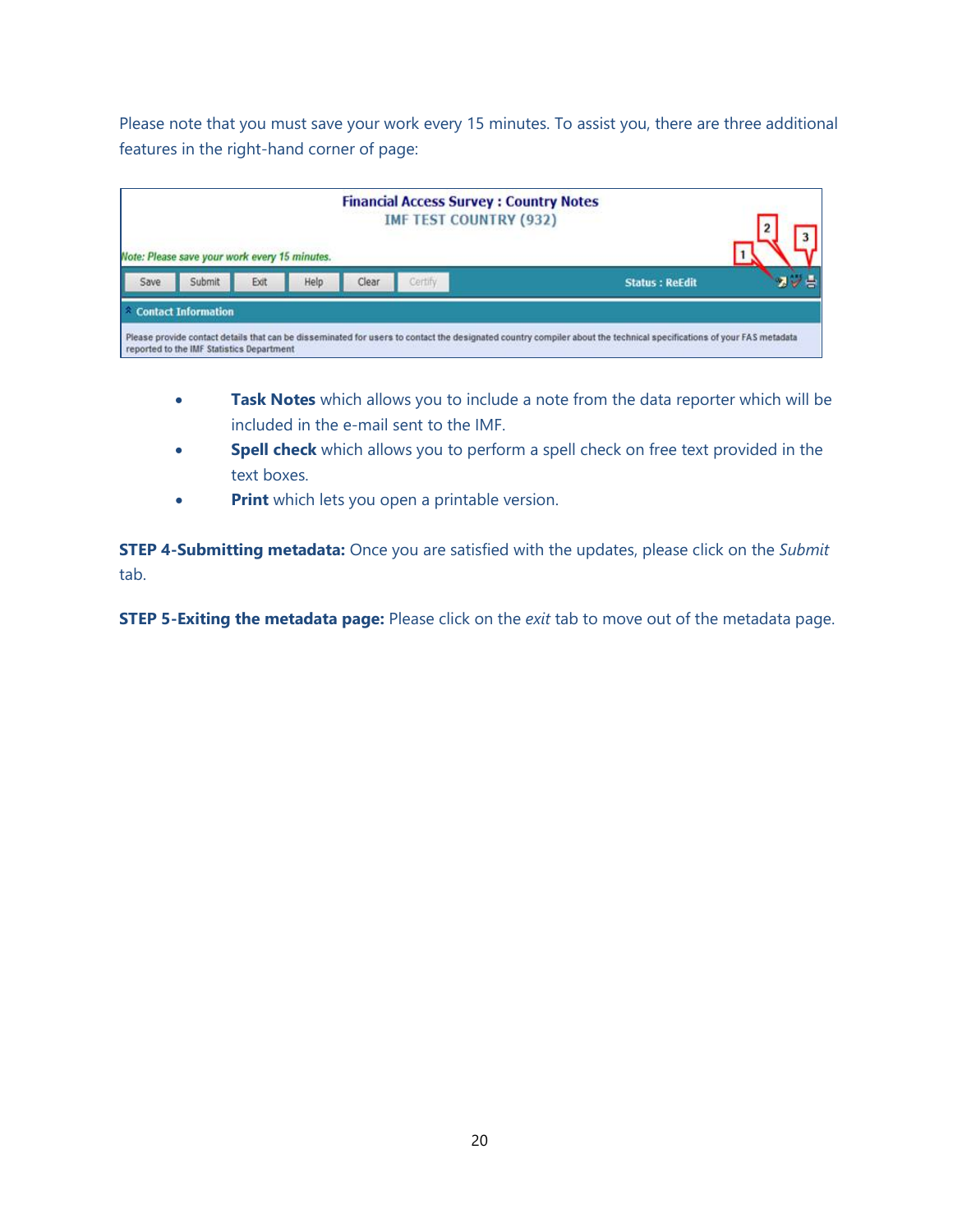Please note that you must save your work every 15 minutes. To assist you, there are three additional features in the right-hand corner of page:

- **Task Notes** which allows you to include a note from the data reporter which will be included in the e-mail sent to the IMF.
- **Spell check** which allows you to perform a spell check on free text provided in the text boxes.
- **Print** which lets you open a printable version.

**STEP 4-Submitting metadata:** Once you are satisfied with the updates, please click on the *Submit* tab.

**STEP 5-Exiting the metadata page:** Please click on the *exit* tab to move out of the metadata page.